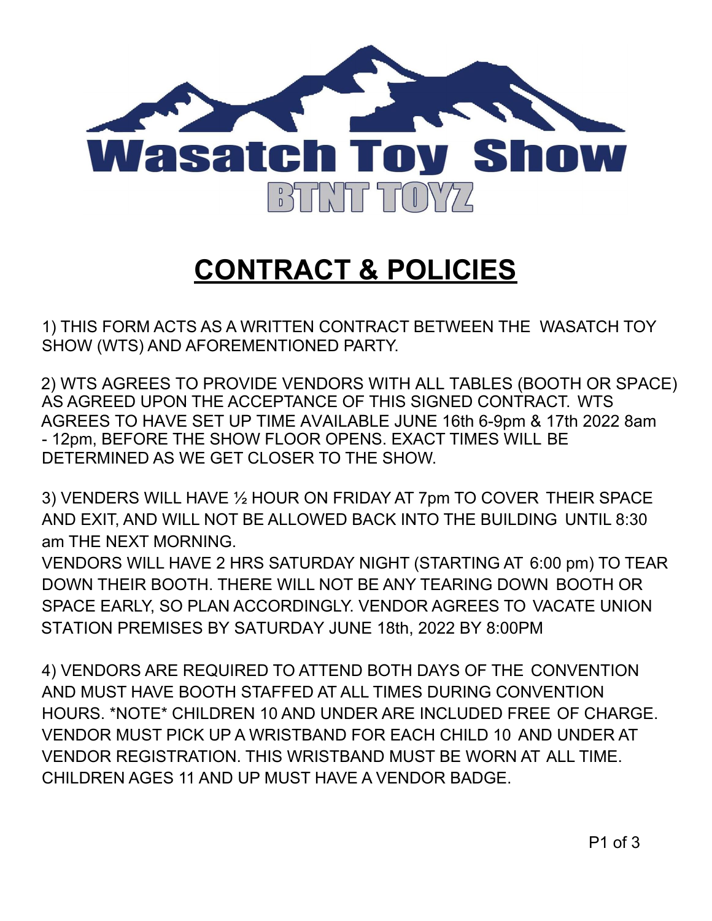# Wasatch Toy Show

### BTNT TOYZ

## CONTRACT & POLICIES

1) THIS FORM ACTS AS A WRITTEN CONTRACT BETWEEN THE WASATCH TOY SHOW (WTS) AND AFOREMENTIONED PARTY.

2) WTS AGREES TO PROVIDE VENDORS WITH ALL TABLES (BOOTH OR SPACE) AS AGREED UPON THE ACCEPTANCE OF THIS SIGNED CONTRACT. WTS AGREES TO HAVE SET UP TIME AVAILABLE JUNE 16th 6-9pm & 17th 2022 8am - 12pm, BEFORE THE SHOW FLOOR OPENS. EXACT TIMES WILL BE DETERMINED AS WE GET CLOSER TO THE SHOW.

3) VENDERS WILL HAVE ½ HOUR ON FRIDAY AT 7pm TO COVER THEIR SPACE AND EXIT, AND WILL NOT BE ALLOWED BACK INTO THE BUILDING UNTIL 8:30 am THE NEXT MORNING.
VENDORS WILL HAVE 2 HRS SATURDAY NIGHT (STARTING AT 6:00 pm) TO TEAR DOWN THEIR BOOTH. THERE WILL NOT BE ANY TEARING DOWN BOOTH OR SPACE EARLY, SO PLAN ACCORDINGLY. VENDOR AGREES TO VACATE UNION STATION PREMISES BY SATURDAY JUNE 18th, 2022 BY 8:00PM

4) VENDORS ARE REQUIRED TO ATTEND BOTH DAYS OF THE CONVENTION AND MUST HAVE BOOTH STAFFED AT ALL TIMES DURING CONVENTION HOURS. *NOTE* CHILDREN 10 AND UNDER ARE INCLUDED FREE OF CHARGE. VENDOR MUST PICK UP A WRISTBAND FOR EACH CHILD 10 AND UNDER AT VENDOR REGISTRATION. THIS WRISTBAND MUST BE WORN AT ALL TIME. CHILDREN AGES 11 AND UP MUST HAVE A VENDOR BADGE.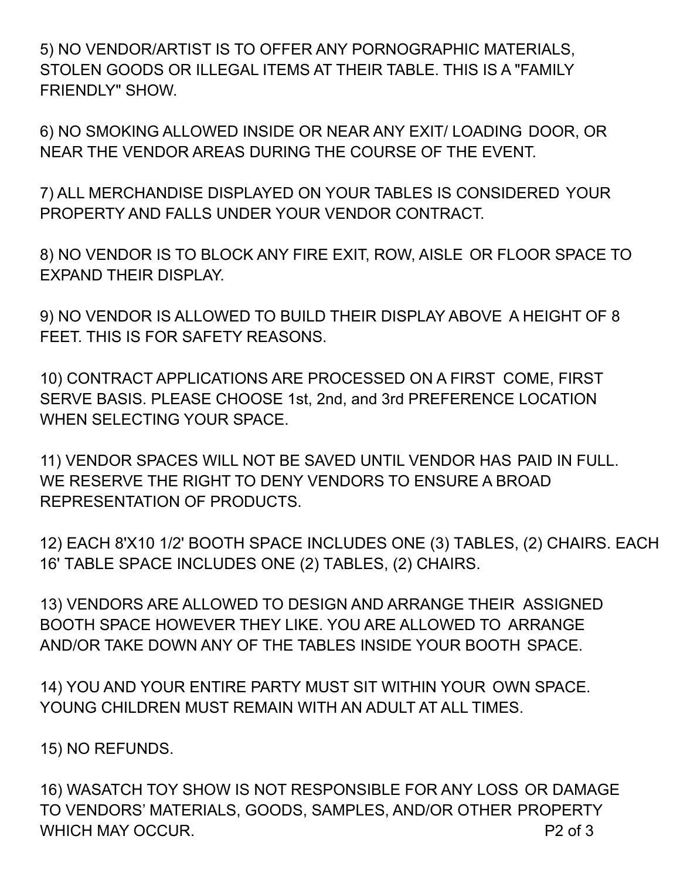5) NO VENDOR/ARTIST IS TO OFFER ANY PORNOGRAPHIC MATERIALS, STOLEN GOODS OR ILLEGAL ITEMS AT THEIR TABLE. THIS IS A "FAMILY FRIENDLY" SHOW.

6) NO SMOKING ALLOWED INSIDE OR NEAR ANY EXIT/ LOADING DOOR, OR NEAR THE VENDOR AREAS DURING THE COURSE OF THE EVENT.

7) ALL MERCHANDISE DISPLAYED ON YOUR TABLES IS CONSIDERED YOUR PROPERTY AND FALLS UNDER YOUR VENDOR CONTRACT.

8) NO VENDOR IS TO BLOCK ANY FIRE EXIT, ROW, AISLE OR FLOOR SPACE TO EXPAND THEIR DISPLAY.

9) NO VENDOR IS ALLOWED TO BUILD THEIR DISPLAY ABOVE A HEIGHT OF 8 FEET. THIS IS FOR SAFETY REASONS.

10) CONTRACT APPLICATIONS ARE PROCESSED ON A FIRST COME, FIRST SERVE BASIS. PLEASE CHOOSE 1st, 2nd, and 3rd PREFERENCE LOCATION WHEN SELECTING YOUR SPACE.

11) VENDOR SPACES WILL NOT BE SAVED UNTIL VENDOR HAS PAID IN FULL. WE RESERVE THE RIGHT TO DENY VENDORS TO ENSURE A BROAD REPRESENTATION OF PRODUCTS.

12) EACH 8'X10 1/2' BOOTH SPACE INCLUDES ONE (3) TABLES, (2) CHAIRS. EACH 16' TABLE SPACE INCLUDES ONE (2) TABLES, (2) CHAIRS.

13) VENDORS ARE ALLOWED TO DESIGN AND ARRANGE THEIR ASSIGNED BOOTH SPACE HOWEVER THEY LIKE. YOU ARE ALLOWED TO ARRANGE AND/OR TAKE DOWN ANY OF THE TABLES INSIDE YOUR BOOTH SPACE.

14) YOU AND YOUR ENTIRE PARTY MUST SIT WITHIN YOUR OWN SPACE. YOUNG CHILDREN MUST REMAIN WITH AN ADULT AT ALL TIMES.

15) NO REFUNDS.

16) WASATCH TOY SHOW IS NOT RESPONSIBLE FOR ANY LOSS OR DAMAGE TO VENDORS' MATERIALS, GOODS, SAMPLES, AND/OR OTHER PROPERTY WHICH MAY OCCUR.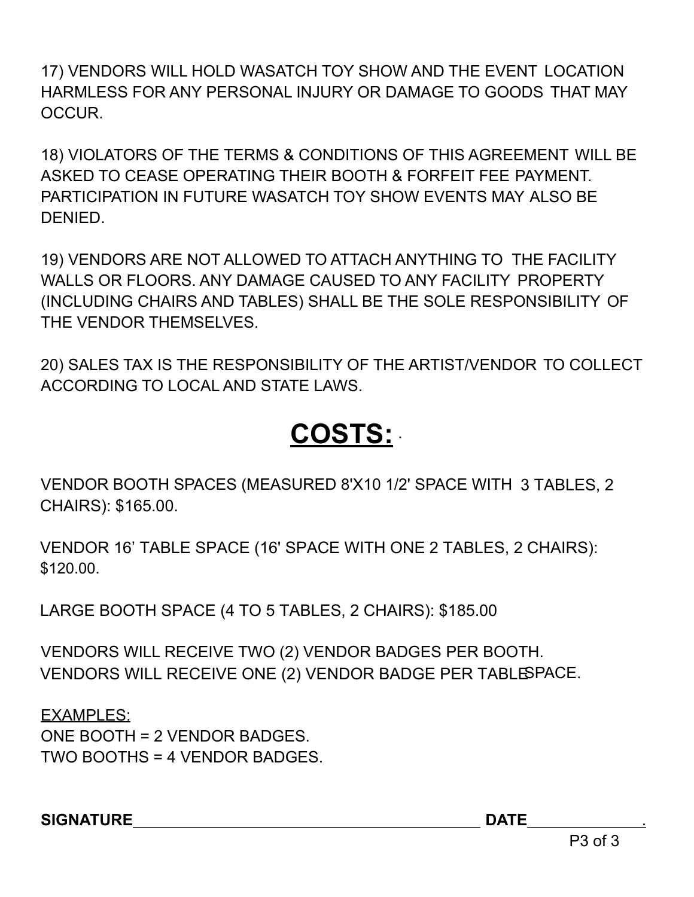17) VENDORS WILL HOLD WASATCH TOY SHOW AND THE EVENT LOCATION HARMLESS FOR ANY PERSONAL INJURY OR DAMAGE TO GOODS THAT MAY OCCUR.

18) VIOLATORS OF THE TERMS & CONDITIONS OF THIS AGREEMENT WILL BE ASKED TO CEASE OPERATING THEIR BOOTH & FORFEIT FEE PAYMENT. PARTICIPATION IN FUTURE WASATCH TOY SHOW EVENTS MAY ALSO BE DENIED.

19) VENDORS ARE NOT ALLOWED TO ATTACH ANYTHING TO THE FACILITY WALLS OR FLOORS. ANY DAMAGE CAUSED TO ANY FACILITY PROPERTY (INCLUDING CHAIRS AND TABLES) SHALL BE THE SOLE RESPONSIBILITY OF THE VENDOR THEMSELVES.

20) SALES TAX IS THE RESPONSIBILITY OF THE ARTIST/VENDOR TO COLLECT ACCORDING TO LOCAL AND STATE LAWS.

# **COSTS:**

VENDOR BOOTH SPACES (MEASURED 8'X10 1/2' SPACE WITH 3 TABLES, 2 CHAIRS): $165.00.

VENDOR 16' TABLE SPACE (16' SPACE WITH ONE 2 TABLES, 2 CHAIRS): $120.00.

LARGE BOOTH SPACE (4 TO 5 TABLES, 2 CHAIRS): $185.00

VENDORS WILL RECEIVE TWO (2) VENDOR BADGES PER BOOTH.
VENDORS WILL RECEIVE ONE (2) VENDOR BADGE PER TABLE SPACE.

EXAMPLES:
ONE BOOTH = 2 VENDOR BADGES.
TWO BOOTHS = 4 VENDOR BADGES.

**SIGNATURE**\_\_\_\_\_\_\_\_\_\_\_\_\_\_\_\_\_\_\_\_\_\_\_\_\_\_\_\_\_\_\_\_\_\_\_\_\_\_\_\_\_\_ **DATE**\_\_\_\_\_\_\_\_\_\_\_\_\_\_.